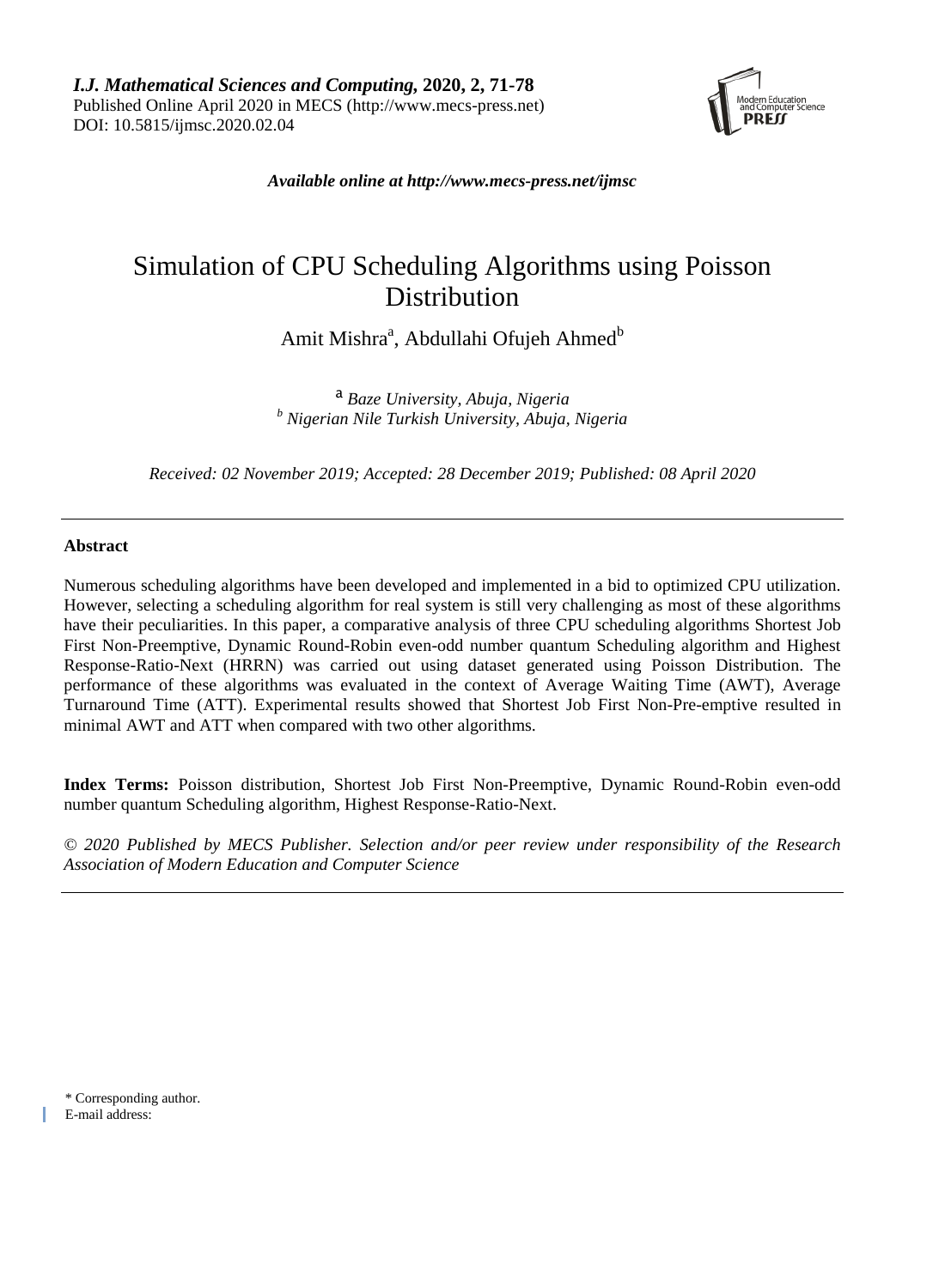*I.J. Mathematical Sciences and Computing,* **2020, 2, 71-78**
Published Online April 2020 in MECS (http://www.mecs-press.net)
DOI: 10.5815/ijmsc.2020.02.04

***Available online at http://www.mecs-press.net/ijmsc***

# Simulation of CPU Scheduling Algorithms using Poisson Distribution

Amit Mishra[a], Abdullahi Ofujeh Ahmed[b]

[a] *Baze University, Abuja, Nigeria*
[b] *Nigerian Nile Turkish University, Abuja, Nigeria*

*Received: 02 November 2019; Accepted: 28 December 2019; Published: 08 April 2020*

---

**Abstract**

Numerous scheduling algorithms have been developed and implemented in a bid to optimized CPU utilization. However, selecting a scheduling algorithm for real system is still very challenging as most of these algorithms have their peculiarities. In this paper, a comparative analysis of three CPU scheduling algorithms Shortest Job First Non-Preemptive, Dynamic Round-Robin even-odd number quantum Scheduling algorithm and Highest Response-Ratio-Next (HRRN) was carried out using dataset generated using Poisson Distribution. The performance of these algorithms was evaluated in the context of Average Waiting Time (AWT), Average Turnaround Time (ATT). Experimental results showed that Shortest Job First Non-Pre-emptive resulted in minimal AWT and ATT when compared with two other algorithms.

**Index Terms:** Poisson distribution, Shortest Job First Non-Preemptive, Dynamic Round-Robin even-odd number quantum Scheduling algorithm, Highest Response-Ratio-Next.

*© 2020 Published by MECS Publisher. Selection and/or peer review under responsibility of the Research Association of Modern Education and Computer Science*

---

\* Corresponding author.
E-mail address: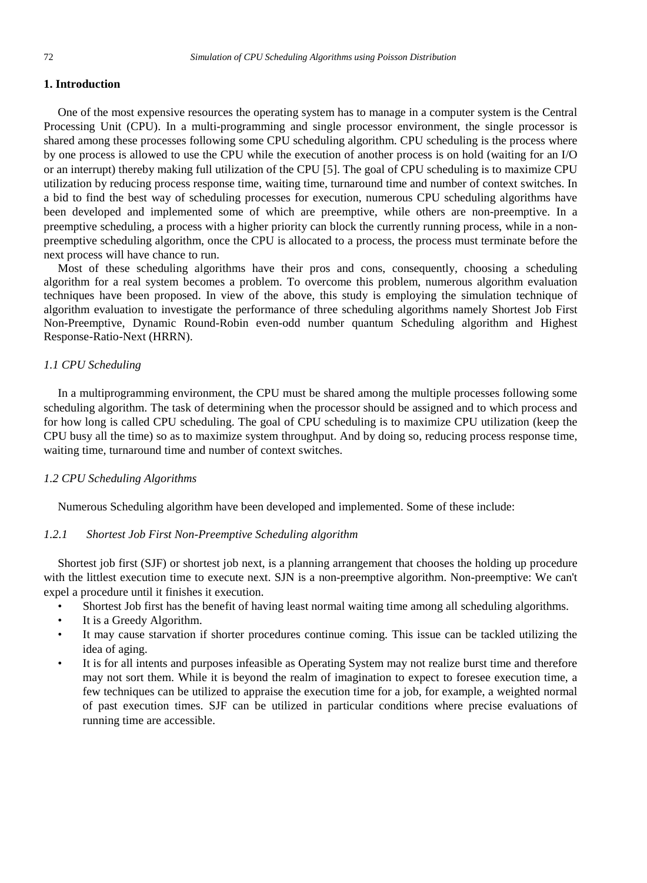## 1. Introduction

One of the most expensive resources the operating system has to manage in a computer system is the Central Processing Unit (CPU). In a multi-programming and single processor environment, the single processor is shared among these processes following some CPU scheduling algorithm. CPU scheduling is the process where by one process is allowed to use the CPU while the execution of another process is on hold (waiting for an I/O or an interrupt) thereby making full utilization of the CPU [5]. The goal of CPU scheduling is to maximize CPU utilization by reducing process response time, waiting time, turnaround time and number of context switches. In a bid to find the best way of scheduling processes for execution, numerous CPU scheduling algorithms have been developed and implemented some of which are preemptive, while others are non-preemptive. In a preemptive scheduling, a process with a higher priority can block the currently running process, while in a non-preemptive scheduling algorithm, once the CPU is allocated to a process, the process must terminate before the next process will have chance to run.

Most of these scheduling algorithms have their pros and cons, consequently, choosing a scheduling algorithm for a real system becomes a problem. To overcome this problem, numerous algorithm evaluation techniques have been proposed. In view of the above, this study is employing the simulation technique of algorithm evaluation to investigate the performance of three scheduling algorithms namely Shortest Job First Non-Preemptive, Dynamic Round-Robin even-odd number quantum Scheduling algorithm and Highest Response-Ratio-Next (HRRN).

### *1.1 CPU Scheduling*

In a multiprogramming environment, the CPU must be shared among the multiple processes following some scheduling algorithm. The task of determining when the processor should be assigned and to which process and for how long is called CPU scheduling. The goal of CPU scheduling is to maximize CPU utilization (keep the CPU busy all the time) so as to maximize system throughput. And by doing so, reducing process response time, waiting time, turnaround time and number of context switches.

### *1.2 CPU Scheduling Algorithms*

Numerous Scheduling algorithm have been developed and implemented. Some of these include:

#### *1.2.1 Shortest Job First Non-Preemptive Scheduling algorithm*

Shortest job first (SJF) or shortest job next, is a planning arrangement that chooses the holding up procedure with the littlest execution time to execute next. SJN is a non-preemptive algorithm. Non-preemptive: We can't expel a procedure until it finishes it execution.

- Shortest Job first has the benefit of having least normal waiting time among all scheduling algorithms.
- It is a Greedy Algorithm.
- It may cause starvation if shorter procedures continue coming. This issue can be tackled utilizing the idea of aging.
- It is for all intents and purposes infeasible as Operating System may not realize burst time and therefore may not sort them. While it is beyond the realm of imagination to expect to foresee execution time, a few techniques can be utilized to appraise the execution time for a job, for example, a weighted normal of past execution times. SJF can be utilized in particular conditions where precise evaluations of running time are accessible.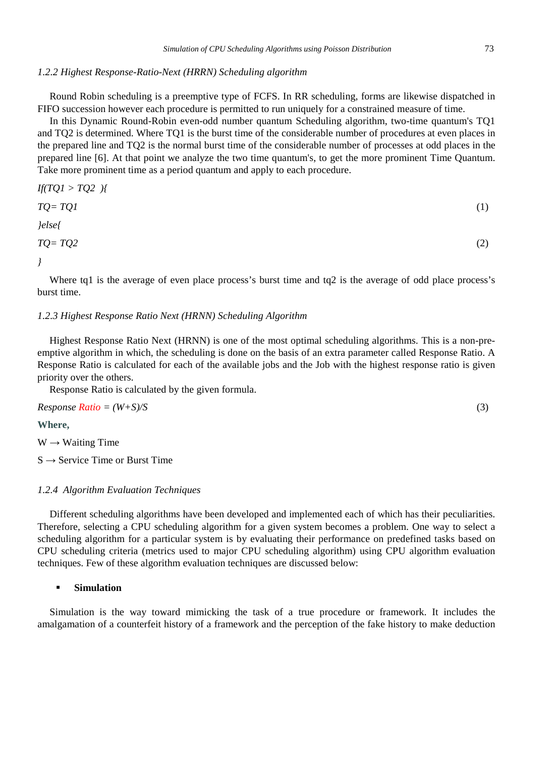### *1.2.2 Highest Response-Ratio-Next (HRRN) Scheduling algorithm*

Round Robin scheduling is a preemptive type of FCFS. In RR scheduling, forms are likewise dispatched in FIFO succession however each procedure is permitted to run uniquely for a constrained measure of time.

In this Dynamic Round-Robin even-odd number quantum Scheduling algorithm, two-time quantum's TQ1 and TQ2 is determined. Where TQ1 is the burst time of the considerable number of procedures at even places in the prepared line and TQ2 is the normal burst time of the considerable number of processes at odd places in the prepared line [6]. At that point we analyze the two time quantum's, to get the more prominent Time Quantum. Take more prominent time as a period quantum and apply to each procedure.

*If(TQ1 > TQ2 ){*

$$TQ = TQ1 \tag{1}$$

*}else{*

$$TQ = TQ2 \tag{2}$$

*}*

Where tq1 is the average of even place process's burst time and tq2 is the average of odd place process's burst time.

### *1.2.3 Highest Response Ratio Next (HRNN) Scheduling Algorithm*

Highest Response Ratio Next (HRNN) is one of the most optimal scheduling algorithms. This is a non-pre-emptive algorithm in which, the scheduling is done on the basis of an extra parameter called Response Ratio. A Response Ratio is calculated for each of the available jobs and the Job with the highest response ratio is given priority over the others.

Response Ratio is calculated by the given formula.

$$Response\ Ratio = (W+S)/S \tag{3}$$

**Where,**

W → Waiting Time

S → Service Time or Burst Time

### *1.2.4 Algorithm Evaluation Techniques*

Different scheduling algorithms have been developed and implemented each of which has their peculiarities. Therefore, selecting a CPU scheduling algorithm for a given system becomes a problem. One way to select a scheduling algorithm for a particular system is by evaluating their performance on predefined tasks based on CPU scheduling criteria (metrics used to major CPU scheduling algorithm) using CPU algorithm evaluation techniques. Few of these algorithm evaluation techniques are discussed below:

- **Simulation**

Simulation is the way toward mimicking the task of a true procedure or framework. It includes the amalgamation of a counterfeit history of a framework and the perception of the fake history to make deduction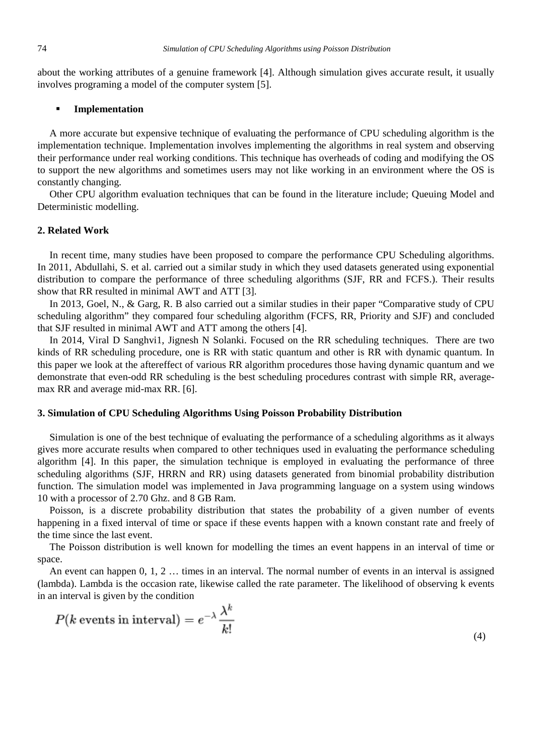about the working attributes of a genuine framework [4]. Although simulation gives accurate result, it usually involves programing a model of the computer system [5].

- **Implementation**

A more accurate but expensive technique of evaluating the performance of CPU scheduling algorithm is the implementation technique. Implementation involves implementing the algorithms in real system and observing their performance under real working conditions. This technique has overheads of coding and modifying the OS to support the new algorithms and sometimes users may not like working in an environment where the OS is constantly changing.

Other CPU algorithm evaluation techniques that can be found in the literature include; Queuing Model and Deterministic modelling.

## 2. Related Work

In recent time, many studies have been proposed to compare the performance CPU Scheduling algorithms. In 2011, Abdullahi, S. et al. carried out a similar study in which they used datasets generated using exponential distribution to compare the performance of three scheduling algorithms (SJF, RR and FCFS.). Their results show that RR resulted in minimal AWT and ATT [3].

In 2013, Goel, N., & Garg, R. B also carried out a similar studies in their paper "Comparative study of CPU scheduling algorithm" they compared four scheduling algorithm (FCFS, RR, Priority and SJF) and concluded that SJF resulted in minimal AWT and ATT among the others [4].

In 2014, Viral D Sanghvi1, Jignesh N Solanki. Focused on the RR scheduling techniques. There are two kinds of RR scheduling procedure, one is RR with static quantum and other is RR with dynamic quantum. In this paper we look at the aftereffect of various RR algorithm procedures those having dynamic quantum and we demonstrate that even-odd RR scheduling is the best scheduling procedures contrast with simple RR, average-max RR and average mid-max RR. [6].

## 3. Simulation of CPU Scheduling Algorithms Using Poisson Probability Distribution

Simulation is one of the best technique of evaluating the performance of a scheduling algorithms as it always gives more accurate results when compared to other techniques used in evaluating the performance scheduling algorithm [4]. In this paper, the simulation technique is employed in evaluating the performance of three scheduling algorithms (SJF, HRRN and RR) using datasets generated from binomial probability distribution function. The simulation model was implemented in Java programming language on a system using windows 10 with a processor of 2.70 Ghz. and 8 GB Ram.

Poisson, is a discrete probability distribution that states the probability of a given number of events happening in a fixed interval of time or space if these events happen with a known constant rate and freely of the time since the last event.

The Poisson distribution is well known for modelling the times an event happens in an interval of time or space.

An event can happen 0, 1, 2 … times in an interval. The normal number of events in an interval is assigned (lambda). Lambda is the occasion rate, likewise called the rate parameter. The likelihood of observing k events in an interval is given by the condition

$$P(k \text{ events in interval}) = e^{-\lambda} \frac{\lambda^k}{k!} \tag{4}$$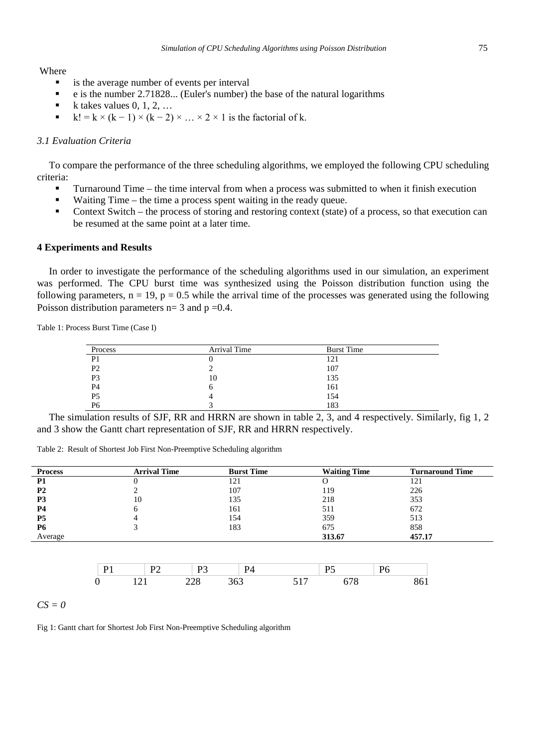Where

- is the average number of events per interval
- e is the number 2.71828... (Euler's number) the base of the natural logarithms
- k takes values 0, 1, 2, …
- $k! = k \times (k - 1) \times (k - 2) \times \ldots \times 2 \times 1$ is the factorial of k.

### *3.1 Evaluation Criteria*

To compare the performance of the three scheduling algorithms, we employed the following CPU scheduling criteria:

- Turnaround Time – the time interval from when a process was submitted to when it finish execution
- Waiting Time – the time a process spent waiting in the ready queue.
- Context Switch – the process of storing and restoring context (state) of a process, so that execution can be resumed at the same point at a later time.

## 4 Experiments and Results

In order to investigate the performance of the scheduling algorithms used in our simulation, an experiment was performed. The CPU burst time was synthesized using the Poisson distribution function using the following parameters, $n = 19$, $p = 0.5$ while the arrival time of the processes was generated using the following Poisson distribution parameters $n= 3$ and $p =0.4$.

Table 1: Process Burst Time (Case I)

| Process | Arrival Time | Burst Time |
| --- | --- | --- |
| P1 | 0 | 121 |
| P2 | 2 | 107 |
| P3 | 10 | 135 |
| P4 | 6 | 161 |
| P5 | 4 | 154 |
| P6 | 3 | 183 |

The simulation results of SJF, RR and HRRN are shown in table 2, 3, and 4 respectively. Similarly, fig 1, 2 and 3 show the Gantt chart representation of SJF, RR and HRRN respectively.

Table 2: Result of Shortest Job First Non-Preemptive Scheduling algorithm

| **Process** | **Arrival Time** | **Burst Time** | **Waiting Time** | **Turnaround Time** |
| --- | --- | --- | --- | --- |
| **P1** | 0 | 121 | O | 121 |
| **P2** | 2 | 107 | 119 | 226 |
| **P3** | 10 | 135 | 218 | 353 |
| **P4** | 6 | 161 | 511 | 672 |
| **P5** | 4 | 154 | 359 | 513 |
| **P6** | 3 | 183 | 675 | 858 |
| Average | | | **313.67** | **457.17** |

| P1 | P2 | P3 | P4 | | P5 | P6 |
| --- | --- | --- | --- | --- | --- | --- |
| 0 | 121 | 228 | 363 | 517 | 678 | 861 |

*CS = 0*

Fig 1: Gantt chart for Shortest Job First Non-Preemptive Scheduling algorithm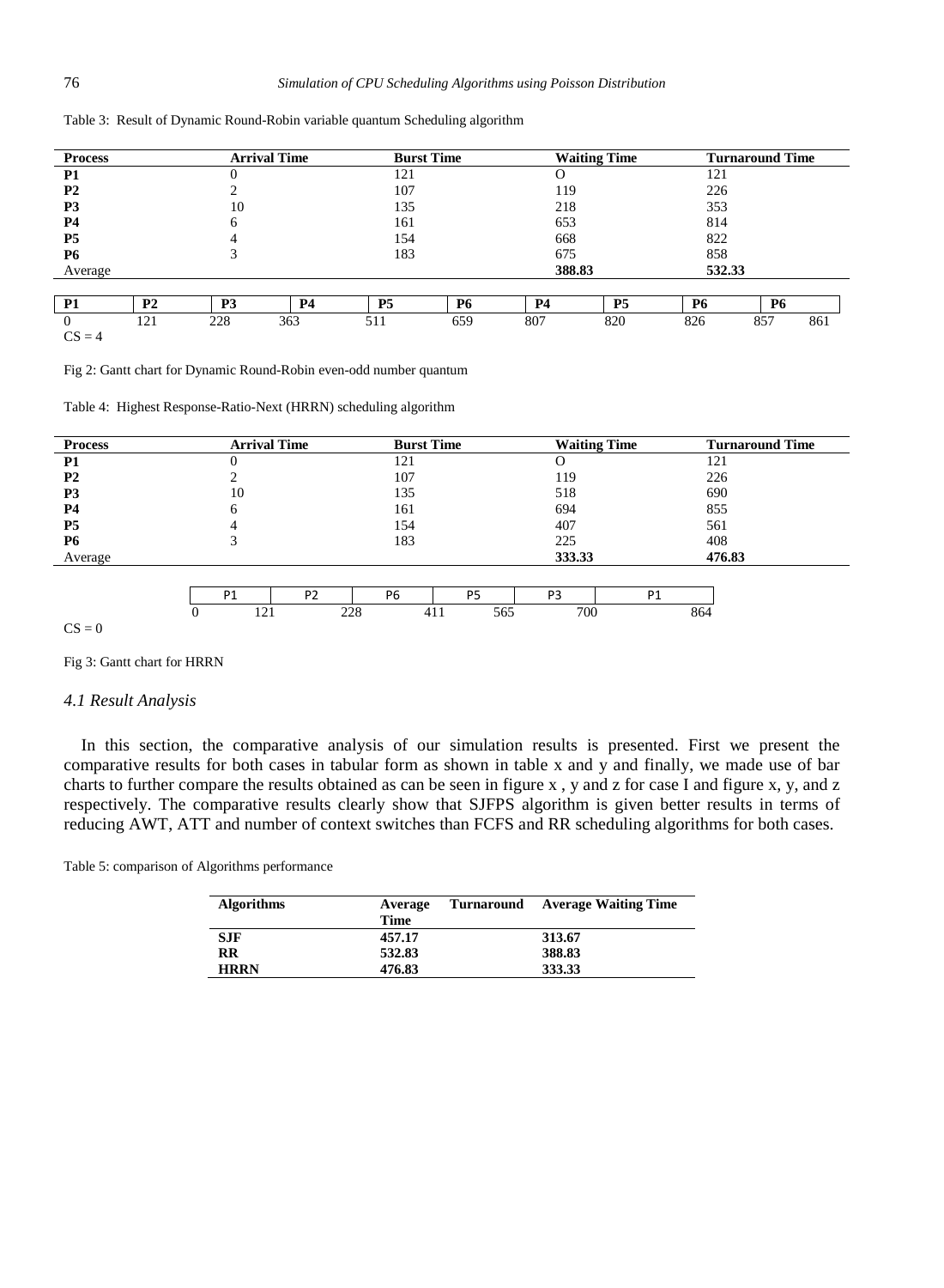Table 3: Result of Dynamic Round-Robin variable quantum Scheduling algorithm

| Process | Arrival Time | Burst Time | Waiting Time | Turnaround Time |
|---|---|---|---|---|
| **P1** | 0 | 121 | O | 121 |
| **P2** | 2 | 107 | 119 | 226 |
| **P3** | 10 | 135 | 218 | 353 |
| **P4** | 6 | 161 | 653 | 814 |
| **P5** | 4 | 154 | 668 | 822 |
| **P6** | 3 | 183 | 675 | 858 |
| Average | | | **388.83** | **532.33** |

| P1 | P2 | P3 | P4 | P5 | P6 | P4 | P5 | P6 | P6 | |
|---|---|---|---|---|---|---|---|---|---|---|
| 0 | 121 | 228 | 363 | 511 | 659 | 807 | 820 | 826 | 857 | 861 |

CS = 4

Fig 2: Gantt chart for Dynamic Round-Robin even-odd number quantum

Table 4: Highest Response-Ratio-Next (HRRN) scheduling algorithm

| Process | Arrival Time | Burst Time | Waiting Time | Turnaround Time |
|---|---|---|---|---|
| **P1** | 0 | 121 | O | 121 |
| **P2** | 2 | 107 | 119 | 226 |
| **P3** | 10 | 135 | 518 | 690 |
| **P4** | 6 | 161 | 694 | 855 |
| **P5** | 4 | 154 | 407 | 561 |
| **P6** | 3 | 183 | 225 | 408 |
| Average | | | **333.33** | **476.83** |

| P1 | P2 | P6 | P5 | P3 | P1 | |
|---|---|---|---|---|---|---|
| 0 | 121 | 228 | 411 | 565 | 700 | 864 |

CS = 0

Fig 3: Gantt chart for HRRN

### *4.1 Result Analysis*

In this section, the comparative analysis of our simulation results is presented. First we present the comparative results for both cases in tabular form as shown in table x and y and finally, we made use of bar charts to further compare the results obtained as can be seen in figure x , y and z for case I and figure x, y, and z respectively. The comparative results clearly show that SJFPS algorithm is given better results in terms of reducing AWT, ATT and number of context switches than FCFS and RR scheduling algorithms for both cases.

Table 5: comparison of Algorithms performance

| Algorithms | Average Turnaround Time | Average Waiting Time |
|---|---|---|
| **SJF** | **457.17** | **313.67** |
| **RR** | **532.83** | **388.83** |
| **HRRN** | **476.83** | **333.33** |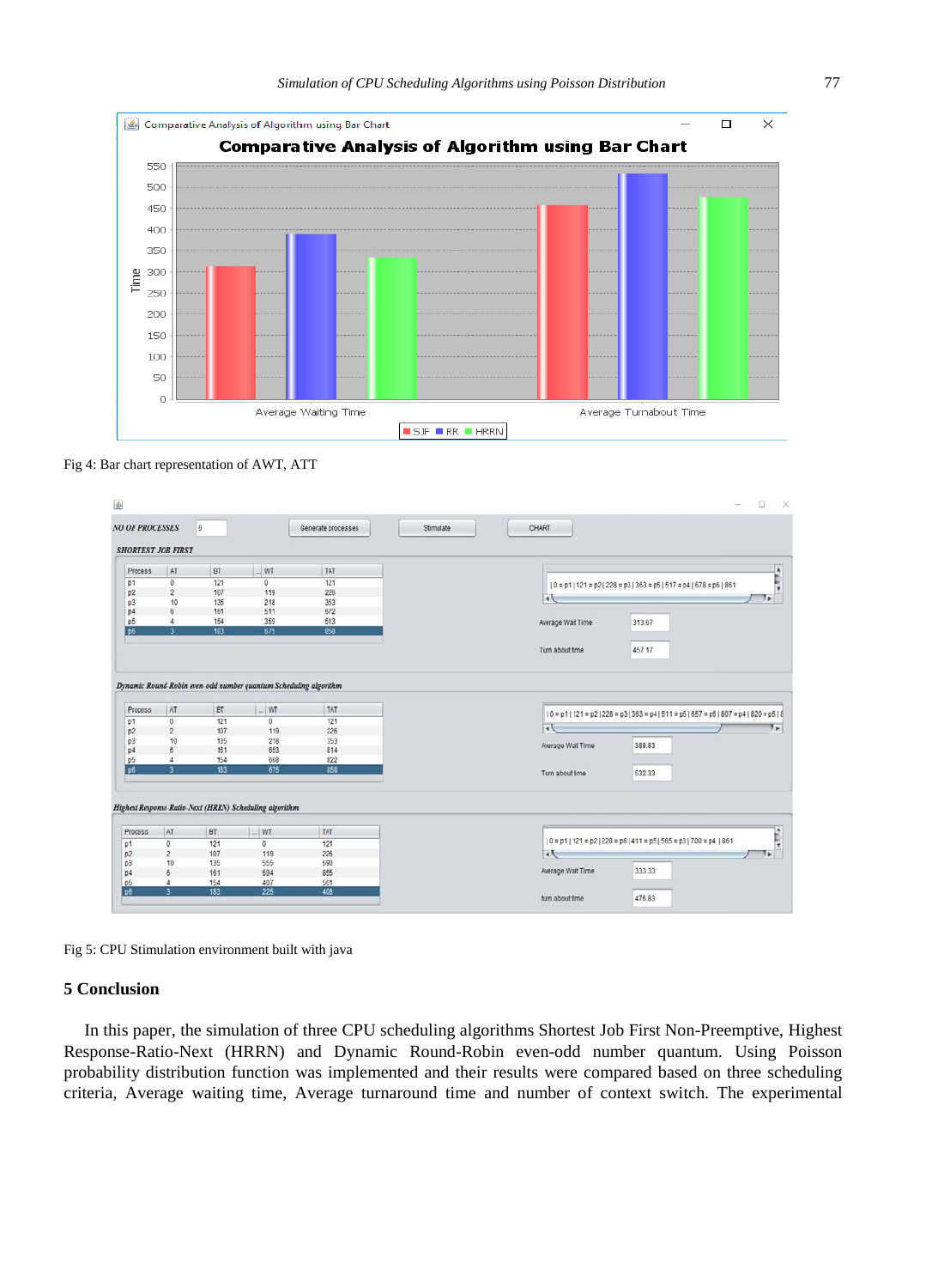Fig 4: Bar chart representation of AWT, ATT

Fig 5: CPU Stimulation environment built with java

## 5 Conclusion

In this paper, the simulation of three CPU scheduling algorithms Shortest Job First Non-Preemptive, Highest Response-Ratio-Next (HRRN) and Dynamic Round-Robin even-odd number quantum. Using Poisson probability distribution function was implemented and their results were compared based on three scheduling criteria, Average waiting time, Average turnaround time and number of context switch. The experimental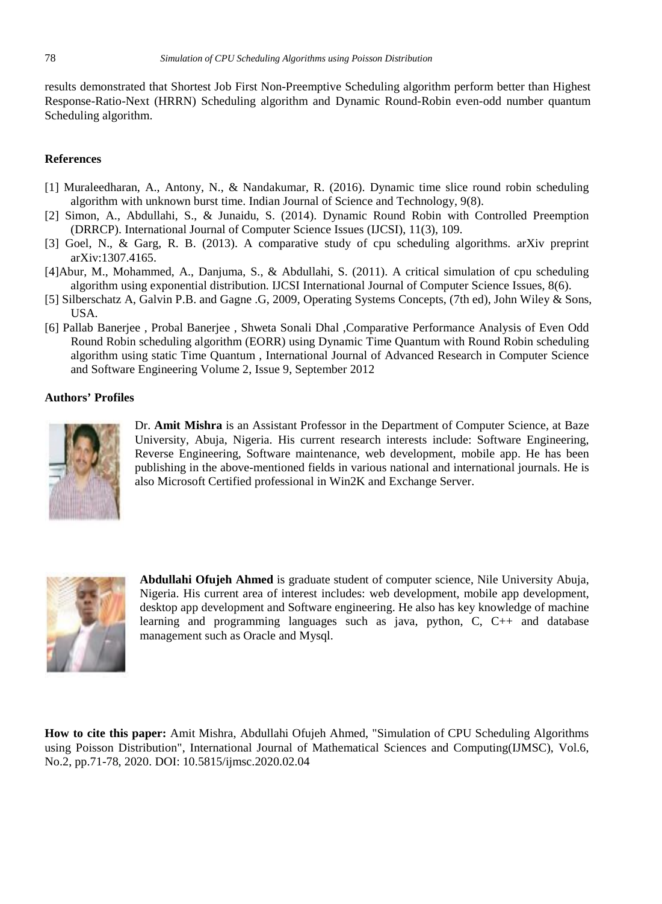results demonstrated that Shortest Job First Non-Preemptive Scheduling algorithm perform better than Highest Response-Ratio-Next (HRRN) Scheduling algorithm and Dynamic Round-Robin even-odd number quantum Scheduling algorithm.

## References

[1] Muraleedharan, A., Antony, N., & Nandakumar, R. (2016). Dynamic time slice round robin scheduling algorithm with unknown burst time. Indian Journal of Science and Technology, 9(8).

[2] Simon, A., Abdullahi, S., & Junaidu, S. (2014). Dynamic Round Robin with Controlled Preemption (DRRCP). International Journal of Computer Science Issues (IJCSI), 11(3), 109.

[3] Goel, N., & Garg, R. B. (2013). A comparative study of cpu scheduling algorithms. arXiv preprint arXiv:1307.4165.

[4]Abur, M., Mohammed, A., Danjuma, S., & Abdullahi, S. (2011). A critical simulation of cpu scheduling algorithm using exponential distribution. IJCSI International Journal of Computer Science Issues, 8(6).

[5] Silberschatz A, Galvin P.B. and Gagne .G, 2009, Operating Systems Concepts, (7th ed), John Wiley & Sons, USA.

[6] Pallab Banerjee , Probal Banerjee , Shweta Sonali Dhal ,Comparative Performance Analysis of Even Odd Round Robin scheduling algorithm (EORR) using Dynamic Time Quantum with Round Robin scheduling algorithm using static Time Quantum , International Journal of Advanced Research in Computer Science and Software Engineering Volume 2, Issue 9, September 2012

## Authors' Profiles

Dr. **Amit Mishra** is an Assistant Professor in the Department of Computer Science, at Baze University, Abuja, Nigeria. His current research interests include: Software Engineering, Reverse Engineering, Software maintenance, web development, mobile app. He has been publishing in the above-mentioned fields in various national and international journals. He is also Microsoft Certified professional in Win2K and Exchange Server.

**Abdullahi Ofujeh Ahmed** is graduate student of computer science, Nile University Abuja, Nigeria. His current area of interest includes: web development, mobile app development, desktop app development and Software engineering. He also has key knowledge of machine learning and programming languages such as java, python, C, C++ and database management such as Oracle and Mysql.

**How to cite this paper:** Amit Mishra, Abdullahi Ofujeh Ahmed, "Simulation of CPU Scheduling Algorithms using Poisson Distribution", International Journal of Mathematical Sciences and Computing(IJMSC), Vol.6, No.2, pp.71-78, 2020. DOI: 10.5815/ijmsc.2020.02.04